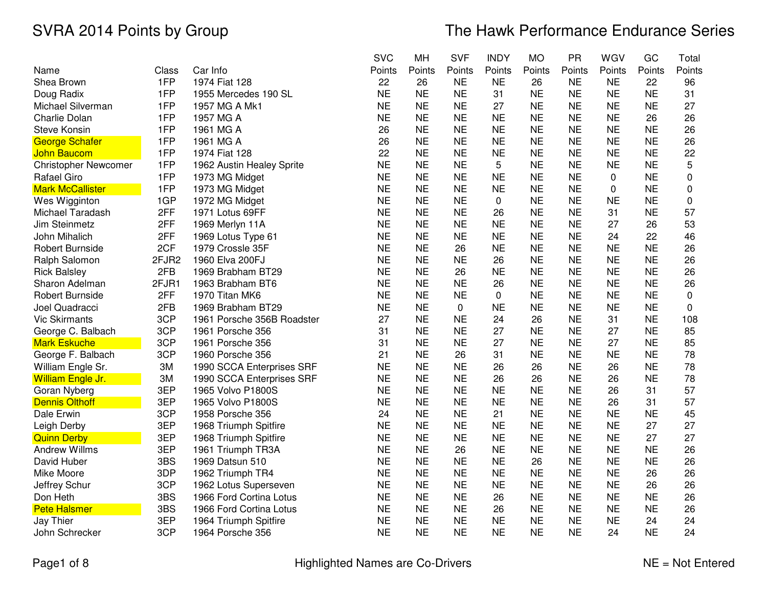# SVRA 2014 Points by Group

# The Hawk Performance Endurance Series

| Name | Class | Car Info | SVC Points | MH Points | SVF Points | INDY Points | MO Points | PR Points | WGV Points | GC Points | Total Points |
|---|---|---|---|---|---|---|---|---|---|---|---|
| Shea Brown | 1FP | 1974 Fiat 128 | 22 | 26 | NE | NE | 26 | NE | NE | 22 | 96 |
| Doug Radix | 1FP | 1955 Mercedes 190 SL | NE | NE | NE | 31 | NE | NE | NE | NE | 31 |
| Michael Silverman | 1FP | 1957 MG A Mk1 | NE | NE | NE | 27 | NE | NE | NE | NE | 27 |
| Charlie Dolan | 1FP | 1957 MG A | NE | NE | NE | NE | NE | NE | NE | 26 | 26 |
| Steve Konsin | 1FP | 1961 MG A | 26 | NE | NE | NE | NE | NE | NE | NE | 26 |
| George Schafer | 1FP | 1961 MG A | 26 | NE | NE | NE | NE | NE | NE | NE | 26 |
| John Baucom | 1FP | 1974 Fiat 128 | 22 | NE | NE | NE | NE | NE | NE | NE | 22 |
| Christopher Newcomer | 1FP | 1962 Austin Healey Sprite | NE | NE | NE | 5 | NE | NE | NE | NE | 5 |
| Rafael Giro | 1FP | 1973 MG Midget | NE | NE | NE | NE | NE | NE | 0 | NE | 0 |
| Mark McCallister | 1FP | 1973 MG Midget | NE | NE | NE | NE | NE | NE | 0 | NE | 0 |
| Wes Wigginton | 1GP | 1972 MG Midget | NE | NE | NE | 0 | NE | NE | NE | NE | 0 |
| Michael Taradash | 2FF | 1971 Lotus 69FF | NE | NE | NE | 26 | NE | NE | 31 | NE | 57 |
| Jim Steinmetz | 2FF | 1969 Merlyn 11A | NE | NE | NE | NE | NE | NE | 27 | 26 | 53 |
| John Mihalich | 2FF | 1969 Lotus Type 61 | NE | NE | NE | NE | NE | NE | 24 | 22 | 46 |
| Robert Burnside | 2CF | 1979 Crossle 35F | NE | NE | 26 | NE | NE | NE | NE | NE | 26 |
| Ralph Salomon | 2FJR2 | 1960 Elva 200FJ | NE | NE | NE | 26 | NE | NE | NE | NE | 26 |
| Rick Balsley | 2FB | 1969 Brabham BT29 | NE | NE | 26 | NE | NE | NE | NE | NE | 26 |
| Sharon Adelman | 2FJR1 | 1963 Brabham BT6 | NE | NE | NE | 26 | NE | NE | NE | NE | 26 |
| Robert Burnside | 2FF | 1970 Titan MK6 | NE | NE | NE | 0 | NE | NE | NE | NE | 0 |
| Joel Quadracci | 2FB | 1969 Brabham BT29 | NE | NE | 0 | NE | NE | NE | NE | NE | 0 |
| Vic Skirmants | 3CP | 1961 Porsche 356B Roadster | 27 | NE | NE | 24 | 26 | NE | 31 | NE | 108 |
| George C. Balbach | 3CP | 1961 Porsche 356 | 31 | NE | NE | 27 | NE | NE | 27 | NE | 85 |
| Mark Eskuche | 3CP | 1961 Porsche 356 | 31 | NE | NE | 27 | NE | NE | 27 | NE | 85 |
| George F. Balbach | 3CP | 1960 Porsche 356 | 21 | NE | 26 | 31 | NE | NE | NE | NE | 78 |
| William Engle Sr. | 3M | 1990 SCCA Enterprises SRF | NE | NE | NE | 26 | 26 | NE | 26 | NE | 78 |
| William Engle Jr. | 3M | 1990 SCCA Enterprises SRF | NE | NE | NE | 26 | 26 | NE | 26 | NE | 78 |
| Goran Nyberg | 3EP | 1965 Volvo P1800S | NE | NE | NE | NE | NE | NE | 26 | 31 | 57 |
| Dennis Olthoff | 3EP | 1965 Volvo P1800S | NE | NE | NE | NE | NE | NE | 26 | 31 | 57 |
| Dale Erwin | 3CP | 1958 Porsche 356 | 24 | NE | NE | 21 | NE | NE | NE | NE | 45 |
| Leigh Derby | 3EP | 1968 Triumph Spitfire | NE | NE | NE | NE | NE | NE | NE | 27 | 27 |
| Quinn Derby | 3EP | 1968 Triumph Spitfire | NE | NE | NE | NE | NE | NE | NE | 27 | 27 |
| Andrew Willms | 3EP | 1961 Triumph TR3A | NE | NE | 26 | NE | NE | NE | NE | NE | 26 |
| David Huber | 3BS | 1969 Datsun 510 | NE | NE | NE | NE | 26 | NE | NE | NE | 26 |
| Mike Moore | 3DP | 1962 Triumph TR4 | NE | NE | NE | NE | NE | NE | NE | 26 | 26 |
| Jeffrey Schur | 3CP | 1962 Lotus Superseven | NE | NE | NE | NE | NE | NE | NE | 26 | 26 |
| Don Heth | 3BS | 1966 Ford Cortina Lotus | NE | NE | NE | 26 | NE | NE | NE | NE | 26 |
| Pete Halsmer | 3BS | 1966 Ford Cortina Lotus | NE | NE | NE | 26 | NE | NE | NE | NE | 26 |
| Jay Thier | 3EP | 1964 Triumph Spitfire | NE | NE | NE | NE | NE | NE | NE | 24 | 24 |
| John Schrecker | 3CP | 1964 Porsche 356 | NE | NE | NE | NE | NE | NE | 24 | NE | 24 |

Highlighted Names are Co-Drivers

NE = Not Entered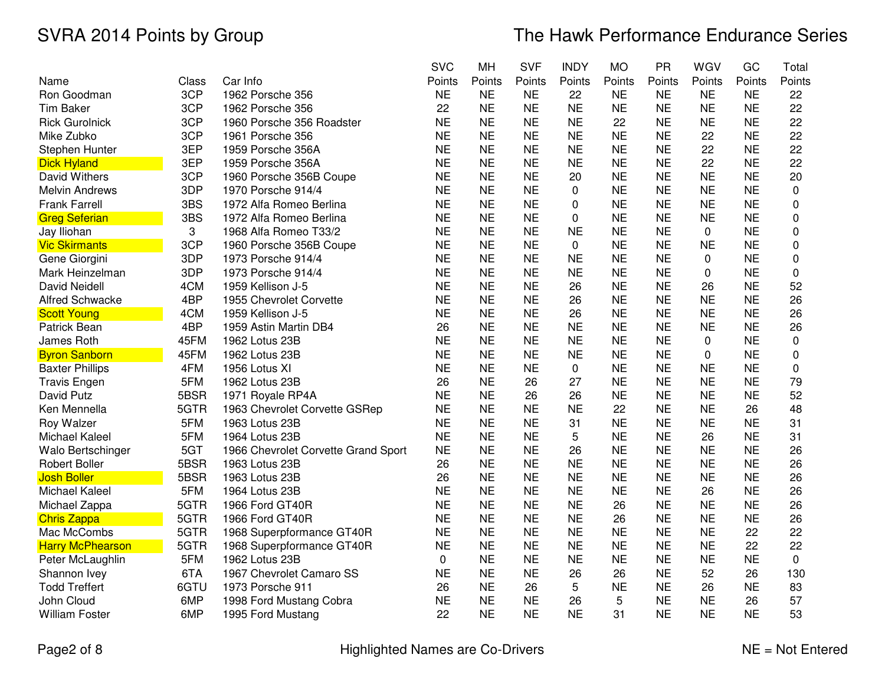# SVRA 2014 Points by Group

## The Hawk Performance Endurance Series

| Name | Class | Car Info | SVC Points | MH Points | SVF Points | INDY Points | MO Points | PR Points | WGV Points | GC Points | Total Points |
|---|---|---|---|---|---|---|---|---|---|---|---|
| Ron Goodman | 3CP | 1962 Porsche 356 | NE | NE | NE | 22 | NE | NE | NE | NE | 22 |
| Tim Baker | 3CP | 1962 Porsche 356 | 22 | NE | NE | NE | NE | NE | NE | NE | 22 |
| Rick Gurolnick | 3CP | 1960 Porsche 356 Roadster | NE | NE | NE | NE | 22 | NE | NE | NE | 22 |
| Mike Zubko | 3CP | 1961 Porsche 356 | NE | NE | NE | NE | NE | NE | 22 | NE | 22 |
| Stephen Hunter | 3EP | 1959 Porsche 356A | NE | NE | NE | NE | NE | NE | 22 | NE | 22 |
| Dick Hyland | 3EP | 1959 Porsche 356A | NE | NE | NE | NE | NE | NE | 22 | NE | 22 |
| David Withers | 3CP | 1960 Porsche 356B Coupe | NE | NE | NE | 20 | NE | NE | NE | NE | 20 |
| Melvin Andrews | 3DP | 1970 Porsche 914/4 | NE | NE | NE | 0 | NE | NE | NE | NE | 0 |
| Frank Farrell | 3BS | 1972 Alfa Romeo Berlina | NE | NE | NE | 0 | NE | NE | NE | NE | 0 |
| Greg Seferian | 3BS | 1972 Alfa Romeo Berlina | NE | NE | NE | 0 | NE | NE | NE | NE | 0 |
| Jay Iliohan | 3 | 1968 Alfa Romeo T33/2 | NE | NE | NE | NE | NE | NE | 0 | NE | 0 |
| Vic Skirmants | 3CP | 1960 Porsche 356B Coupe | NE | NE | NE | 0 | NE | NE | NE | NE | 0 |
| Gene Giorgini | 3DP | 1973 Porsche 914/4 | NE | NE | NE | NE | NE | NE | 0 | NE | 0 |
| Mark Heinzelman | 3DP | 1973 Porsche 914/4 | NE | NE | NE | NE | NE | NE | 0 | NE | 0 |
| David Neidell | 4CM | 1959 Kellison J-5 | NE | NE | NE | 26 | NE | NE | 26 | NE | 52 |
| Alfred Schwacke | 4BP | 1955 Chevrolet Corvette | NE | NE | NE | 26 | NE | NE | NE | NE | 26 |
| Scott Young | 4CM | 1959 Kellison J-5 | NE | NE | NE | 26 | NE | NE | NE | NE | 26 |
| Patrick Bean | 4BP | 1959 Astin Martin DB4 | 26 | NE | NE | NE | NE | NE | NE | NE | 26 |
| James Roth | 45FM | 1962 Lotus 23B | NE | NE | NE | NE | NE | NE | 0 | NE | 0 |
| Byron Sanborn | 45FM | 1962 Lotus 23B | NE | NE | NE | NE | NE | NE | 0 | NE | 0 |
| Baxter Phillips | 4FM | 1956 Lotus XI | NE | NE | NE | 0 | NE | NE | NE | NE | 0 |
| Travis Engen | 5FM | 1962 Lotus 23B | 26 | NE | 26 | 27 | NE | NE | NE | NE | 79 |
| David Putz | 5BSR | 1971 Royale RP4A | NE | NE | 26 | 26 | NE | NE | NE | NE | 52 |
| Ken Mennella | 5GTR | 1963 Chevrolet Corvette GSRep | NE | NE | NE | NE | 22 | NE | NE | 26 | 48 |
| Roy Walzer | 5FM | 1963 Lotus 23B | NE | NE | NE | 31 | NE | NE | NE | NE | 31 |
| Michael Kaleel | 5FM | 1964 Lotus 23B | NE | NE | NE | 5 | NE | NE | 26 | NE | 31 |
| Walo Bertschinger | 5GT | 1966 Chevrolet Corvette Grand Sport | NE | NE | NE | 26 | NE | NE | NE | NE | 26 |
| Robert Boller | 5BSR | 1963 Lotus 23B | 26 | NE | NE | NE | NE | NE | NE | NE | 26 |
| Josh Boller | 5BSR | 1963 Lotus 23B | 26 | NE | NE | NE | NE | NE | NE | NE | 26 |
| Michael Kaleel | 5FM | 1964 Lotus 23B | NE | NE | NE | NE | NE | NE | 26 | NE | 26 |
| Michael Zappa | 5GTR | 1966 Ford GT40R | NE | NE | NE | NE | 26 | NE | NE | NE | 26 |
| Chris Zappa | 5GTR | 1966 Ford GT40R | NE | NE | NE | NE | 26 | NE | NE | NE | 26 |
| Mac McCombs | 5GTR | 1968 Superpformance GT40R | NE | NE | NE | NE | NE | NE | NE | 22 | 22 |
| Harry McPhearson | 5GTR | 1968 Superpformance GT40R | NE | NE | NE | NE | NE | NE | NE | 22 | 22 |
| Peter McLaughlin | 5FM | 1962 Lotus 23B | 0 | NE | NE | NE | NE | NE | NE | NE | 0 |
| Shannon Ivey | 6TA | 1967 Chevrolet Camaro SS | NE | NE | NE | 26 | 26 | NE | 52 | 26 | 130 |
| Todd Treffert | 6GTU | 1973 Porsche 911 | 26 | NE | 26 | 5 | NE | NE | 26 | NE | 83 |
| John Cloud | 6MP | 1998 Ford Mustang Cobra | NE | NE | NE | 26 | 5 | NE | NE | 26 | 57 |
| William Foster | 6MP | 1995 Ford Mustang | 22 | NE | NE | NE | 31 | NE | NE | NE | 53 |

Highlighted Names are Co-Drivers

NE = Not Entered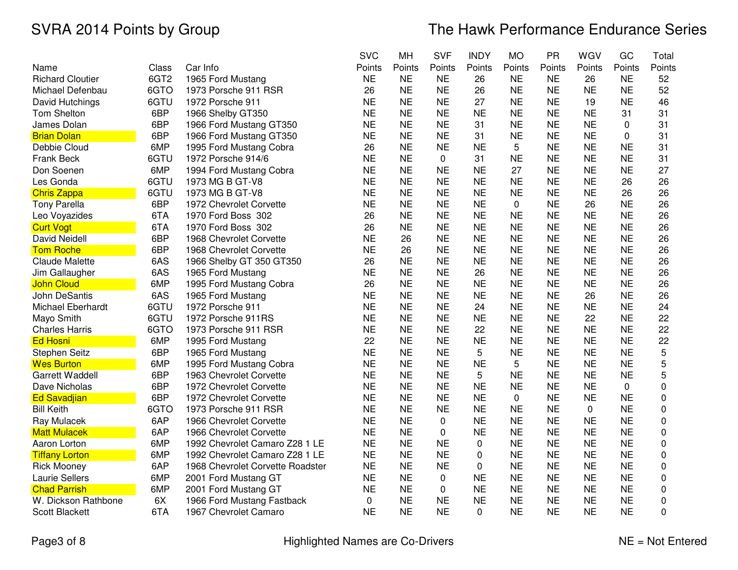# SVRA 2014 Points by Group

## The Hawk Performance Endurance Series

| Name | Class | Car Info | SVC Points | MH Points | SVF Points | INDY Points | MO Points | PR Points | WGV Points | GC Points | Total Points |
|---|---|---|---|---|---|---|---|---|---|---|---|
| Richard Cloutier | 6GT2 | 1965 Ford Mustang | NE | NE | NE | 26 | NE | NE | 26 | NE | 52 |
| Michael Defenbau | 6GTO | 1973 Porsche 911 RSR | 26 | NE | NE | 26 | NE | NE | NE | NE | 52 |
| David Hutchings | 6GTU | 1972 Porsche 911 | NE | NE | NE | 27 | NE | NE | 19 | NE | 46 |
| Tom Shelton | 6BP | 1966 Shelby GT350 | NE | NE | NE | NE | NE | NE | NE | 31 | 31 |
| James Dolan | 6BP | 1966 Ford Mustang GT350 | NE | NE | NE | 31 | NE | NE | NE | 0 | 31 |
| Brian Dolan | 6BP | 1966 Ford Mustang GT350 | NE | NE | NE | 31 | NE | NE | NE | 0 | 31 |
| Debbie Cloud | 6MP | 1995 Ford Mustang Cobra | 26 | NE | NE | NE | 5 | NE | NE | NE | 31 |
| Frank Beck | 6GTU | 1972 Porsche 914/6 | NE | NE | 0 | 31 | NE | NE | NE | NE | 31 |
| Don Soenen | 6MP | 1994 Ford Mustang Cobra | NE | NE | NE | NE | 27 | NE | NE | NE | 27 |
| Les Gonda | 6GTU | 1973 MG B GT-V8 | NE | NE | NE | NE | NE | NE | NE | 26 | 26 |
| Chris Zappa | 6GTU | 1973 MG B GT-V8 | NE | NE | NE | NE | NE | NE | NE | 26 | 26 |
| Tony Parella | 6BP | 1972 Chevrolet Corvette | NE | NE | NE | NE | 0 | NE | 26 | NE | 26 |
| Leo Voyazides | 6TA | 1970 Ford Boss 302 | 26 | NE | NE | NE | NE | NE | NE | NE | 26 |
| Curt Vogt | 6TA | 1970 Ford Boss 302 | 26 | NE | NE | NE | NE | NE | NE | NE | 26 |
| David Neidell | 6BP | 1968 Chevrolet Corvette | NE | 26 | NE | NE | NE | NE | NE | NE | 26 |
| Tom Roche | 6BP | 1968 Chevrolet Corvette | NE | 26 | NE | NE | NE | NE | NE | NE | 26 |
| Claude Malette | 6AS | 1966 Shelby GT 350 GT350 | 26 | NE | NE | NE | NE | NE | NE | NE | 26 |
| Jim Gallaugher | 6AS | 1965 Ford Mustang | NE | NE | NE | 26 | NE | NE | NE | NE | 26 |
| John Cloud | 6MP | 1995 Ford Mustang Cobra | 26 | NE | NE | NE | NE | NE | NE | NE | 26 |
| John DeSantis | 6AS | 1965 Ford Mustang | NE | NE | NE | NE | NE | NE | 26 | NE | 26 |
| Michael Eberhardt | 6GTU | 1972 Porsche 911 | NE | NE | NE | 24 | NE | NE | NE | NE | 24 |
| Mayo Smith | 6GTU | 1972 Porsche 911RS | NE | NE | NE | NE | NE | NE | 22 | NE | 22 |
| Charles Harris | 6GTO | 1973 Porsche 911 RSR | NE | NE | NE | 22 | NE | NE | NE | NE | 22 |
| Ed Hosni | 6MP | 1995 Ford Mustang | 22 | NE | NE | NE | NE | NE | NE | NE | 22 |
| Stephen Seitz | 6BP | 1965 Ford Mustang | NE | NE | NE | 5 | NE | NE | NE | NE | 5 |
| Wes Burton | 6MP | 1995 Ford Mustang Cobra | NE | NE | NE | NE | 5 | NE | NE | NE | 5 |
| Garrett Waddell | 6BP | 1963 Chevrolet Corvette | NE | NE | NE | 5 | NE | NE | NE | NE | 5 |
| Dave Nicholas | 6BP | 1972 Chevrolet Corvette | NE | NE | NE | NE | NE | NE | NE | 0 | 0 |
| Ed Savadjian | 6BP | 1972 Chevrolet Corvette | NE | NE | NE | NE | 0 | NE | NE | NE | 0 |
| Bill Keith | 6GTO | 1973 Porsche 911 RSR | NE | NE | NE | NE | NE | NE | 0 | NE | 0 |
| Ray Mulacek | 6AP | 1966 Chevrolet Corvette | NE | NE | 0 | NE | NE | NE | NE | NE | 0 |
| Matt Mulacek | 6AP | 1966 Chevrolet Corvette | NE | NE | 0 | NE | NE | NE | NE | NE | 0 |
| Aaron Lorton | 6MP | 1992 Chevrolet Camaro Z28 1 LE | NE | NE | NE | 0 | NE | NE | NE | NE | 0 |
| Tiffany Lorton | 6MP | 1992 Chevrolet Camaro Z28 1 LE | NE | NE | NE | 0 | NE | NE | NE | NE | 0 |
| Rick Mooney | 6AP | 1968 Chevrolet Corvette Roadster | NE | NE | NE | 0 | NE | NE | NE | NE | 0 |
| Laurie Sellers | 6MP | 2001 Ford Mustang GT | NE | NE | 0 | NE | NE | NE | NE | NE | 0 |
| Chad Parrish | 6MP | 2001 Ford Mustang GT | NE | NE | 0 | NE | NE | NE | NE | NE | 0 |
| W. Dickson Rathbone | 6X | 1966 Ford Mustang Fastback | 0 | NE | NE | NE | NE | NE | NE | NE | 0 |
| Scott Blackett | 6TA | 1967 Chevrolet Camaro | NE | NE | NE | 0 | NE | NE | NE | NE | 0 |

Highlighted Names are Co-Drivers

NE = Not Entered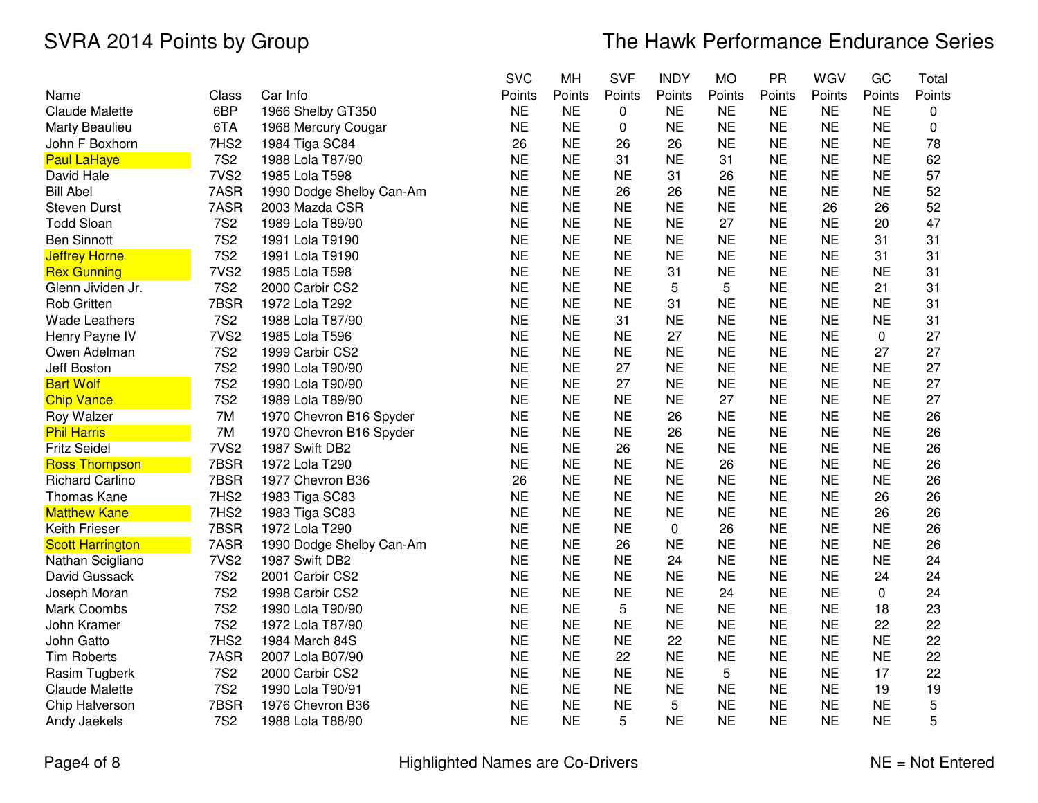# SVRA 2014 Points by Group

## The Hawk Performance Endurance Series

| Name | Class | Car Info | SVC Points | MH Points | SVF Points | INDY Points | MO Points | PR Points | WGV Points | GC Points | Total Points |
|---|---|---|---|---|---|---|---|---|---|---|---|
| Claude Malette | 6BP | 1966 Shelby GT350 | NE | NE | 0 | NE | NE | NE | NE | NE | 0 |
| Marty Beaulieu | 6TA | 1968 Mercury Cougar | NE | NE | 0 | NE | NE | NE | NE | NE | 0 |
| John F Boxhorn | 7HS2 | 1984 Tiga SC84 | 26 | NE | 26 | 26 | NE | NE | NE | NE | 78 |
| Paul LaHaye | 7S2 | 1988 Lola T87/90 | NE | NE | 31 | NE | 31 | NE | NE | NE | 62 |
| David Hale | 7VS2 | 1985 Lola T598 | NE | NE | NE | 31 | 26 | NE | NE | NE | 57 |
| Bill Abel | 7ASR | 1990 Dodge Shelby Can-Am | NE | NE | 26 | 26 | NE | NE | NE | NE | 52 |
| Steven Durst | 7ASR | 2003 Mazda CSR | NE | NE | NE | NE | NE | NE | 26 | 26 | 52 |
| Todd Sloan | 7S2 | 1989 Lola T89/90 | NE | NE | NE | NE | 27 | NE | NE | 20 | 47 |
| Ben Sinnott | 7S2 | 1991 Lola T9190 | NE | NE | NE | NE | NE | NE | NE | 31 | 31 |
| Jeffrey Horne | 7S2 | 1991 Lola T9190 | NE | NE | NE | NE | NE | NE | NE | 31 | 31 |
| Rex Gunning | 7VS2 | 1985 Lola T598 | NE | NE | NE | 31 | NE | NE | NE | NE | 31 |
| Glenn Jividen Jr. | 7S2 | 2000 Carbir CS2 | NE | NE | NE | 5 | 5 | NE | NE | 21 | 31 |
| Rob Gritten | 7BSR | 1972 Lola T292 | NE | NE | NE | 31 | NE | NE | NE | NE | 31 |
| Wade Leathers | 7S2 | 1988 Lola T87/90 | NE | NE | 31 | NE | NE | NE | NE | NE | 31 |
| Henry Payne IV | 7VS2 | 1985 Lola T596 | NE | NE | NE | 27 | NE | NE | NE | 0 | 27 |
| Owen Adelman | 7S2 | 1999 Carbir CS2 | NE | NE | NE | NE | NE | NE | NE | 27 | 27 |
| Jeff Boston | 7S2 | 1990 Lola T90/90 | NE | NE | 27 | NE | NE | NE | NE | NE | 27 |
| Bart Wolf | 7S2 | 1990 Lola T90/90 | NE | NE | 27 | NE | NE | NE | NE | NE | 27 |
| Chip Vance | 7S2 | 1989 Lola T89/90 | NE | NE | NE | NE | 27 | NE | NE | NE | 27 |
| Roy Walzer | 7M | 1970 Chevron B16 Spyder | NE | NE | NE | 26 | NE | NE | NE | NE | 26 |
| Phil Harris | 7M | 1970 Chevron B16 Spyder | NE | NE | NE | 26 | NE | NE | NE | NE | 26 |
| Fritz Seidel | 7VS2 | 1987 Swift DB2 | NE | NE | 26 | NE | NE | NE | NE | NE | 26 |
| Ross Thompson | 7BSR | 1972 Lola T290 | NE | NE | NE | NE | 26 | NE | NE | NE | 26 |
| Richard Carlino | 7BSR | 1977 Chevron B36 | 26 | NE | NE | NE | NE | NE | NE | NE | 26 |
| Thomas Kane | 7HS2 | 1983 Tiga SC83 | NE | NE | NE | NE | NE | NE | NE | 26 | 26 |
| Matthew Kane | 7HS2 | 1983 Tiga SC83 | NE | NE | NE | NE | NE | NE | NE | 26 | 26 |
| Keith Frieser | 7BSR | 1972 Lola T290 | NE | NE | NE | 0 | 26 | NE | NE | NE | 26 |
| Scott Harrington | 7ASR | 1990 Dodge Shelby Can-Am | NE | NE | 26 | NE | NE | NE | NE | NE | 26 |
| Nathan Scigliano | 7VS2 | 1987 Swift DB2 | NE | NE | NE | 24 | NE | NE | NE | NE | 24 |
| David Gussack | 7S2 | 2001 Carbir CS2 | NE | NE | NE | NE | NE | NE | NE | 24 | 24 |
| Joseph Moran | 7S2 | 1998 Carbir CS2 | NE | NE | NE | NE | 24 | NE | NE | 0 | 24 |
| Mark Coombs | 7S2 | 1990 Lola T90/90 | NE | NE | 5 | NE | NE | NE | NE | 18 | 23 |
| John Kramer | 7S2 | 1972 Lola T87/90 | NE | NE | NE | NE | NE | NE | NE | 22 | 22 |
| John Gatto | 7HS2 | 1984 March 84S | NE | NE | NE | 22 | NE | NE | NE | NE | 22 |
| Tim Roberts | 7ASR | 2007 Lola B07/90 | NE | NE | 22 | NE | NE | NE | NE | NE | 22 |
| Rasim Tugberk | 7S2 | 2000 Carbir CS2 | NE | NE | NE | NE | 5 | NE | NE | 17 | 22 |
| Claude Malette | 7S2 | 1990 Lola T90/91 | NE | NE | NE | NE | NE | NE | NE | 19 | 19 |
| Chip Halverson | 7BSR | 1976 Chevron B36 | NE | NE | NE | 5 | NE | NE | NE | NE | 5 |
| Andy Jaekels | 7S2 | 1988 Lola T88/90 | NE | NE | 5 | NE | NE | NE | NE | NE | 5 |

Highlighted Names are Co-Drivers

NE = Not Entered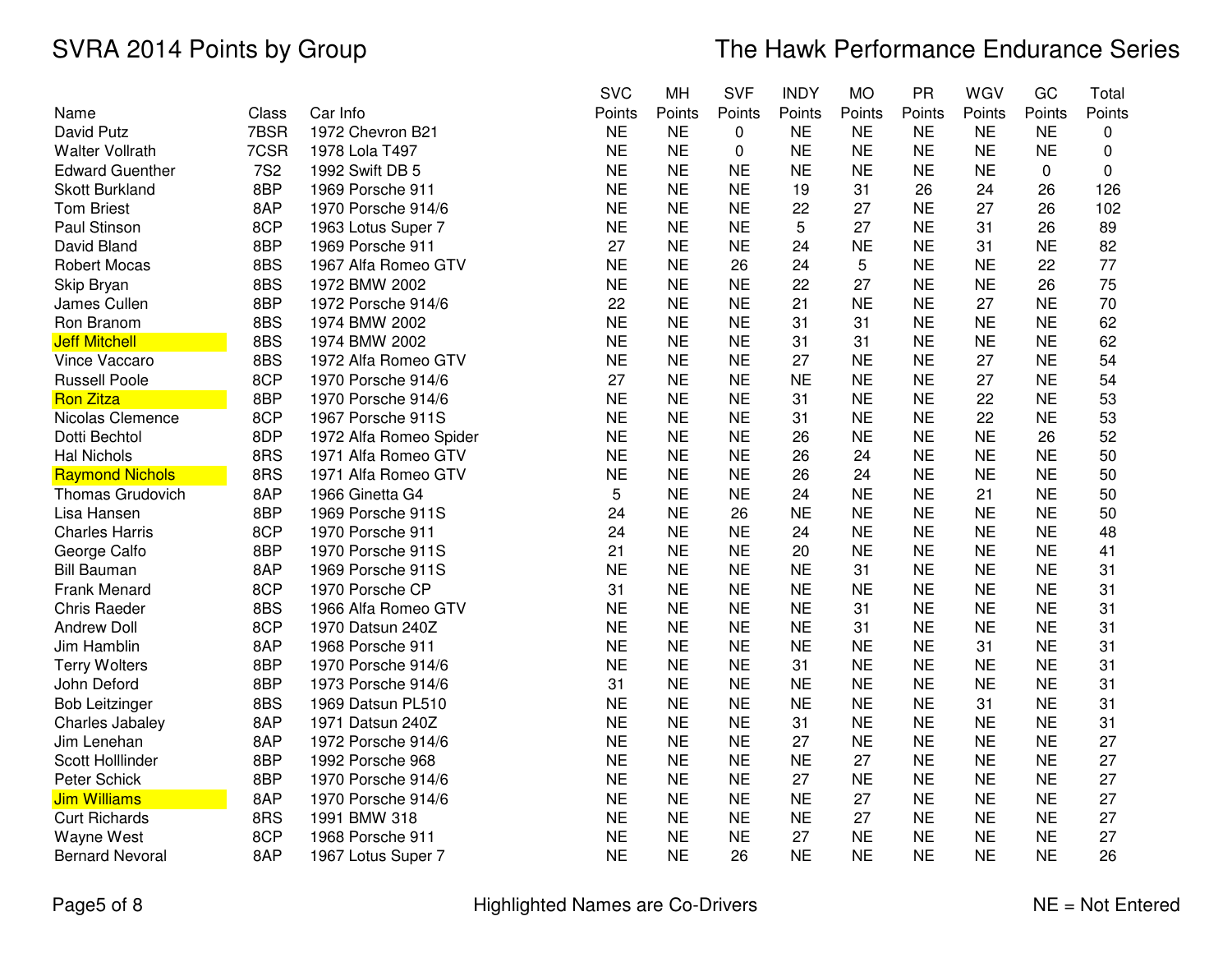# SVRA 2014 Points by Group

## The Hawk Performance Endurance Series

| Name | Class | Car Info | SVC Points | MH Points | SVF Points | INDY Points | MO Points | PR Points | WGV Points | GC Points | Total Points |
|---|---|---|---|---|---|---|---|---|---|---|---|
| David Putz | 7BSR | 1972 Chevron B21 | NE | NE | 0 | NE | NE | NE | NE | NE | 0 |
| Walter Vollrath | 7CSR | 1978 Lola T497 | NE | NE | 0 | NE | NE | NE | NE | NE | 0 |
| Edward Guenther | 7S2 | 1992 Swift DB 5 | NE | NE | NE | NE | NE | NE | NE | 0 | 0 |
| Skott Burkland | 8BP | 1969 Porsche 911 | NE | NE | NE | 19 | 31 | 26 | 24 | 26 | 126 |
| Tom Briest | 8AP | 1970 Porsche 914/6 | NE | NE | NE | 22 | 27 | NE | 27 | 26 | 102 |
| Paul Stinson | 8CP | 1963 Lotus Super 7 | NE | NE | NE | 5 | 27 | NE | 31 | 26 | 89 |
| David Bland | 8BP | 1969 Porsche 911 | 27 | NE | NE | 24 | NE | NE | 31 | NE | 82 |
| Robert Mocas | 8BS | 1967 Alfa Romeo GTV | NE | NE | 26 | 24 | 5 | NE | NE | 22 | 77 |
| Skip Bryan | 8BS | 1972 BMW 2002 | NE | NE | NE | 22 | 27 | NE | NE | 26 | 75 |
| James Cullen | 8BP | 1972 Porsche 914/6 | 22 | NE | NE | 21 | NE | NE | 27 | NE | 70 |
| Ron Branom | 8BS | 1974 BMW 2002 | NE | NE | NE | 31 | 31 | NE | NE | NE | 62 |
| Jeff Mitchell | 8BS | 1974 BMW 2002 | NE | NE | NE | 31 | 31 | NE | NE | NE | 62 |
| Vince Vaccaro | 8BS | 1972 Alfa Romeo GTV | NE | NE | NE | 27 | NE | NE | 27 | NE | 54 |
| Russell Poole | 8CP | 1970 Porsche 914/6 | 27 | NE | NE | NE | NE | NE | 27 | NE | 54 |
| Ron Zitza | 8BP | 1970 Porsche 914/6 | NE | NE | NE | 31 | NE | NE | 22 | NE | 53 |
| Nicolas Clemence | 8CP | 1967 Porsche 911S | NE | NE | NE | 31 | NE | NE | 22 | NE | 53 |
| Dotti Bechtol | 8DP | 1972 Alfa Romeo Spider | NE | NE | NE | 26 | NE | NE | NE | 26 | 52 |
| Hal Nichols | 8RS | 1971 Alfa Romeo GTV | NE | NE | NE | 26 | 24 | NE | NE | NE | 50 |
| Raymond Nichols | 8RS | 1971 Alfa Romeo GTV | NE | NE | NE | 26 | 24 | NE | NE | NE | 50 |
| Thomas Grudovich | 8AP | 1966 Ginetta G4 | 5 | NE | NE | 24 | NE | NE | 21 | NE | 50 |
| Lisa Hansen | 8BP | 1969 Porsche 911S | 24 | NE | 26 | NE | NE | NE | NE | NE | 50 |
| Charles Harris | 8CP | 1970 Porsche 911 | 24 | NE | NE | 24 | NE | NE | NE | NE | 48 |
| George Calfo | 8BP | 1970 Porsche 911S | 21 | NE | NE | 20 | NE | NE | NE | NE | 41 |
| Bill Bauman | 8AP | 1969 Porsche 911S | NE | NE | NE | NE | 31 | NE | NE | NE | 31 |
| Frank Menard | 8CP | 1970 Porsche CP | 31 | NE | NE | NE | NE | NE | NE | NE | 31 |
| Chris Raeder | 8BS | 1966 Alfa Romeo GTV | NE | NE | NE | NE | 31 | NE | NE | NE | 31 |
| Andrew Doll | 8CP | 1970 Datsun 240Z | NE | NE | NE | NE | 31 | NE | NE | NE | 31 |
| Jim Hamblin | 8AP | 1968 Porsche 911 | NE | NE | NE | NE | NE | NE | 31 | NE | 31 |
| Terry Wolters | 8BP | 1970 Porsche 914/6 | NE | NE | NE | 31 | NE | NE | NE | NE | 31 |
| John Deford | 8BP | 1973 Porsche 914/6 | 31 | NE | NE | NE | NE | NE | NE | NE | 31 |
| Bob Leitzinger | 8BS | 1969 Datsun PL510 | NE | NE | NE | NE | NE | NE | 31 | NE | 31 |
| Charles Jabaley | 8AP | 1971 Datsun 240Z | NE | NE | NE | 31 | NE | NE | NE | NE | 31 |
| Jim Lenehan | 8AP | 1972 Porsche 914/6 | NE | NE | NE | 27 | NE | NE | NE | NE | 27 |
| Scott Holllinder | 8BP | 1992 Porsche 968 | NE | NE | NE | NE | 27 | NE | NE | NE | 27 |
| Peter Schick | 8BP | 1970 Porsche 914/6 | NE | NE | NE | 27 | NE | NE | NE | NE | 27 |
| Jim Williams | 8AP | 1970 Porsche 914/6 | NE | NE | NE | NE | 27 | NE | NE | NE | 27 |
| Curt Richards | 8RS | 1991 BMW 318 | NE | NE | NE | NE | 27 | NE | NE | NE | 27 |
| Wayne West | 8CP | 1968 Porsche 911 | NE | NE | NE | 27 | NE | NE | NE | NE | 27 |
| Bernard Nevoral | 8AP | 1967 Lotus Super 7 | NE | NE | 26 | NE | NE | NE | NE | NE | 26 |

Highlighted Names are Co-Drivers

NE = Not Entered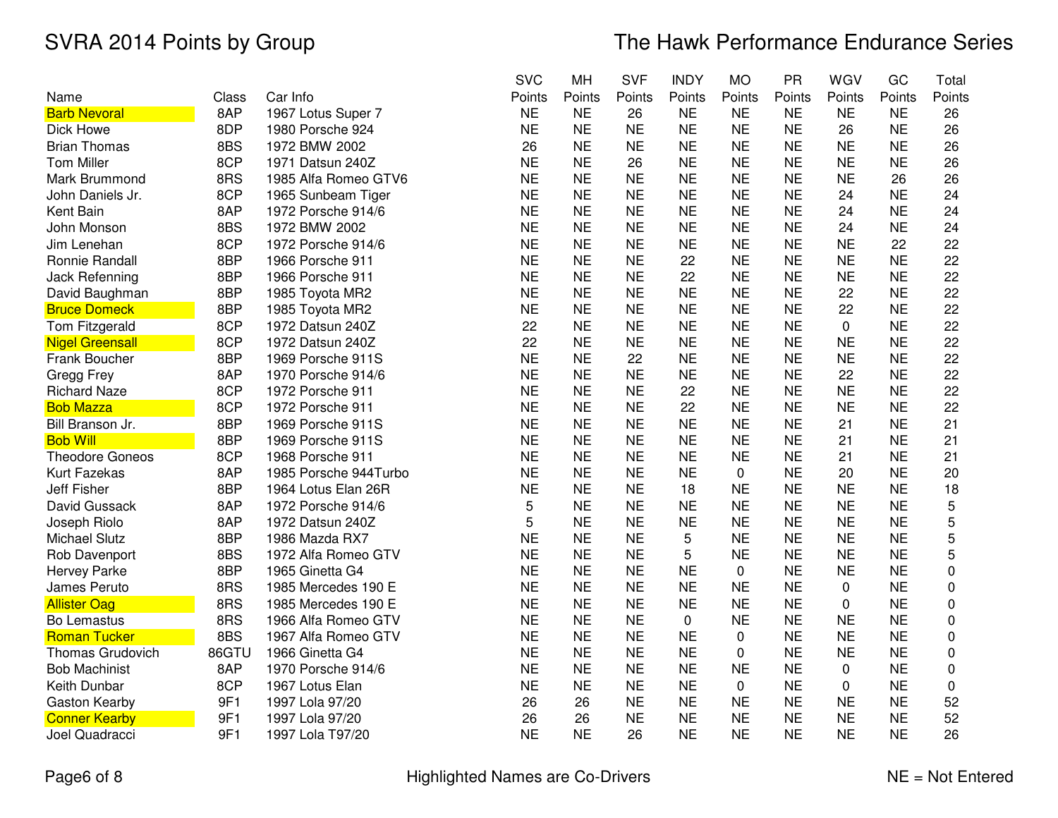# SVRA 2014 Points by Group

## The Hawk Performance Endurance Series

| Name | Class | Car Info | SVC Points | MH Points | SVF Points | INDY Points | MO Points | PR Points | WGV Points | GC Points | Total Points |
|---|---|---|---|---|---|---|---|---|---|---|---|
| Barb Nevoral | 8AP | 1967 Lotus Super 7 | NE | NE | 26 | NE | NE | NE | NE | NE | 26 |
| Dick Howe | 8DP | 1980 Porsche 924 | NE | NE | NE | NE | NE | NE | 26 | NE | 26 |
| Brian Thomas | 8BS | 1972 BMW 2002 | 26 | NE | NE | NE | NE | NE | NE | NE | 26 |
| Tom Miller | 8CP | 1971 Datsun 240Z | NE | NE | 26 | NE | NE | NE | NE | NE | 26 |
| Mark Brummond | 8RS | 1985 Alfa Romeo GTV6 | NE | NE | NE | NE | NE | NE | NE | 26 | 26 |
| John Daniels Jr. | 8CP | 1965 Sunbeam Tiger | NE | NE | NE | NE | NE | NE | 24 | NE | 24 |
| Kent Bain | 8AP | 1972 Porsche 914/6 | NE | NE | NE | NE | NE | NE | 24 | NE | 24 |
| John Monson | 8BS | 1972 BMW 2002 | NE | NE | NE | NE | NE | NE | 24 | NE | 24 |
| Jim Lenehan | 8CP | 1972 Porsche 914/6 | NE | NE | NE | NE | NE | NE | NE | 22 | 22 |
| Ronnie Randall | 8BP | 1966 Porsche 911 | NE | NE | NE | 22 | NE | NE | NE | NE | 22 |
| Jack Refenning | 8BP | 1966 Porsche 911 | NE | NE | NE | 22 | NE | NE | NE | NE | 22 |
| David Baughman | 8BP | 1985 Toyota MR2 | NE | NE | NE | NE | NE | NE | 22 | NE | 22 |
| Bruce Domeck | 8BP | 1985 Toyota MR2 | NE | NE | NE | NE | NE | NE | 22 | NE | 22 |
| Tom Fitzgerald | 8CP | 1972 Datsun 240Z | 22 | NE | NE | NE | NE | NE | 0 | NE | 22 |
| Nigel Greensall | 8CP | 1972 Datsun 240Z | 22 | NE | NE | NE | NE | NE | NE | NE | 22 |
| Frank Boucher | 8BP | 1969 Porsche 911S | NE | NE | 22 | NE | NE | NE | NE | NE | 22 |
| Gregg Frey | 8AP | 1970 Porsche 914/6 | NE | NE | NE | NE | NE | NE | 22 | NE | 22 |
| Richard Naze | 8CP | 1972 Porsche 911 | NE | NE | NE | 22 | NE | NE | NE | NE | 22 |
| Bob Mazza | 8CP | 1972 Porsche 911 | NE | NE | NE | 22 | NE | NE | NE | NE | 22 |
| Bill Branson Jr. | 8BP | 1969 Porsche 911S | NE | NE | NE | NE | NE | NE | 21 | NE | 21 |
| Bob Will | 8BP | 1969 Porsche 911S | NE | NE | NE | NE | NE | NE | 21 | NE | 21 |
| Theodore Goneos | 8CP | 1968 Porsche 911 | NE | NE | NE | NE | NE | NE | 21 | NE | 21 |
| Kurt Fazekas | 8AP | 1985 Porsche 944Turbo | NE | NE | NE | NE | 0 | NE | 20 | NE | 20 |
| Jeff Fisher | 8BP | 1964 Lotus Elan 26R | NE | NE | NE | 18 | NE | NE | NE | NE | 18 |
| David Gussack | 8AP | 1972 Porsche 914/6 | 5 | NE | NE | NE | NE | NE | NE | NE | 5 |
| Joseph Riolo | 8AP | 1972 Datsun 240Z | 5 | NE | NE | NE | NE | NE | NE | NE | 5 |
| Michael Slutz | 8BP | 1986 Mazda RX7 | NE | NE | NE | 5 | NE | NE | NE | NE | 5 |
| Rob Davenport | 8BS | 1972 Alfa Romeo GTV | NE | NE | NE | 5 | NE | NE | NE | NE | 5 |
| Hervey Parke | 8BP | 1965 Ginetta G4 | NE | NE | NE | NE | 0 | NE | NE | NE | 0 |
| James Peruto | 8RS | 1985 Mercedes 190 E | NE | NE | NE | NE | NE | NE | 0 | NE | 0 |
| Allister Oag | 8RS | 1985 Mercedes 190 E | NE | NE | NE | NE | NE | NE | 0 | NE | 0 |
| Bo Lemastus | 8RS | 1966 Alfa Romeo GTV | NE | NE | NE | 0 | NE | NE | NE | NE | 0 |
| Roman Tucker | 8BS | 1967 Alfa Romeo GTV | NE | NE | NE | NE | 0 | NE | NE | NE | 0 |
| Thomas Grudovich | 86GTU | 1966 Ginetta G4 | NE | NE | NE | NE | 0 | NE | NE | NE | 0 |
| Bob Machinist | 8AP | 1970 Porsche 914/6 | NE | NE | NE | NE | NE | NE | 0 | NE | 0 |
| Keith Dunbar | 8CP | 1967 Lotus Elan | NE | NE | NE | NE | 0 | NE | 0 | NE | 0 |
| Gaston Kearby | 9F1 | 1997 Lola 97/20 | 26 | 26 | NE | NE | NE | NE | NE | NE | 52 |
| Conner Kearby | 9F1 | 1997 Lola 97/20 | 26 | 26 | NE | NE | NE | NE | NE | NE | 52 |
| Joel Quadracci | 9F1 | 1997 Lola T97/20 | NE | NE | 26 | NE | NE | NE | NE | NE | 26 |

Highlighted Names are Co-Drivers

NE = Not Entered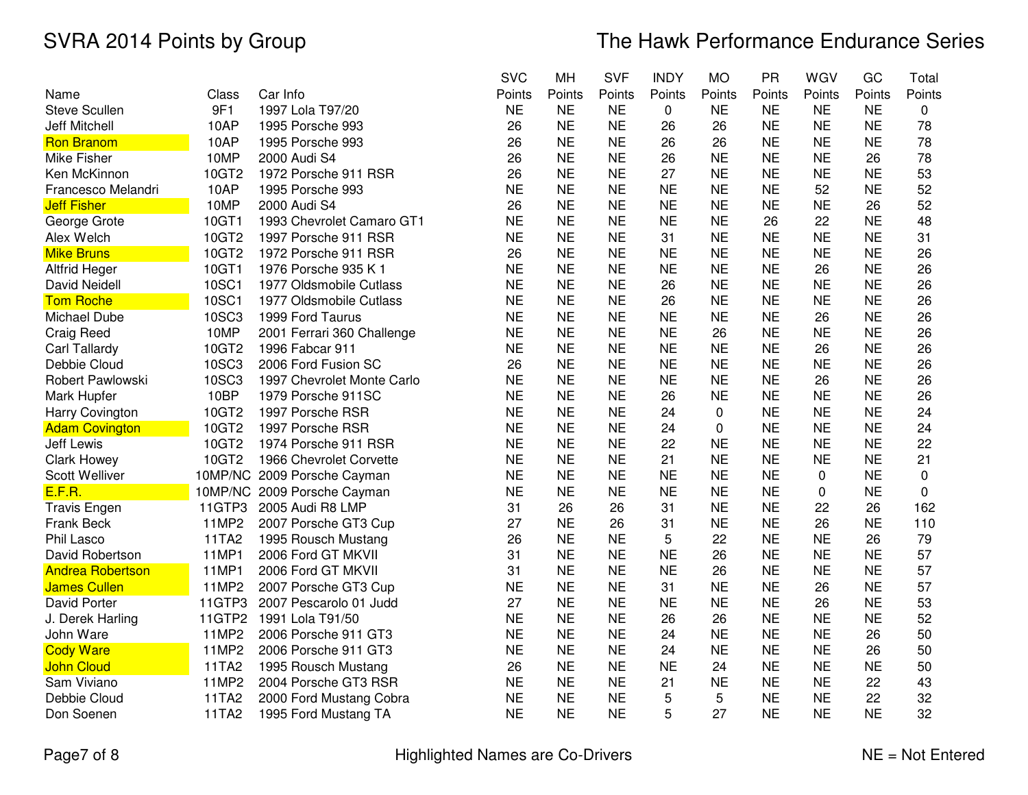# SVRA 2014 Points by Group

## The Hawk Performance Endurance Series

| Name | Class | Car Info | SVC Points | MH Points | SVF Points | INDY Points | MO Points | PR Points | WGV Points | GC Points | Total Points |
|---|---|---|---|---|---|---|---|---|---|---|---|
| Steve Scullen | 9F1 | 1997 Lola T97/20 | NE | NE | NE | 0 | NE | NE | NE | NE | 0 |
| Jeff Mitchell | 10AP | 1995 Porsche 993 | 26 | NE | NE | 26 | 26 | NE | NE | NE | 78 |
| Ron Branom | 10AP | 1995 Porsche 993 | 26 | NE | NE | 26 | 26 | NE | NE | NE | 78 |
| Mike Fisher | 10MP | 2000 Audi S4 | 26 | NE | NE | 26 | NE | NE | NE | 26 | 78 |
| Ken McKinnon | 10GT2 | 1972 Porsche 911 RSR | 26 | NE | NE | 27 | NE | NE | NE | NE | 53 |
| Francesco Melandri | 10AP | 1995 Porsche 993 | NE | NE | NE | NE | NE | NE | 52 | NE | 52 |
| Jeff Fisher | 10MP | 2000 Audi S4 | 26 | NE | NE | NE | NE | NE | NE | 26 | 52 |
| George Grote | 10GT1 | 1993 Chevrolet Camaro GT1 | NE | NE | NE | NE | NE | 26 | 22 | NE | 48 |
| Alex Welch | 10GT2 | 1997 Porsche 911 RSR | NE | NE | NE | 31 | NE | NE | NE | NE | 31 |
| Mike Bruns | 10GT2 | 1972 Porsche 911 RSR | 26 | NE | NE | NE | NE | NE | NE | NE | 26 |
| Altfrid Heger | 10GT1 | 1976 Porsche 935 K 1 | NE | NE | NE | NE | NE | NE | 26 | NE | 26 |
| David Neidell | 10SC1 | 1977 Oldsmobile Cutlass | NE | NE | NE | 26 | NE | NE | NE | NE | 26 |
| Tom Roche | 10SC1 | 1977 Oldsmobile Cutlass | NE | NE | NE | 26 | NE | NE | NE | NE | 26 |
| Michael Dube | 10SC3 | 1999 Ford Taurus | NE | NE | NE | NE | NE | NE | 26 | NE | 26 |
| Craig Reed | 10MP | 2001 Ferrari 360 Challenge | NE | NE | NE | NE | 26 | NE | NE | NE | 26 |
| Carl Tallardy | 10GT2 | 1996 Fabcar 911 | NE | NE | NE | NE | NE | NE | 26 | NE | 26 |
| Debbie Cloud | 10SC3 | 2006 Ford Fusion SC | 26 | NE | NE | NE | NE | NE | NE | NE | 26 |
| Robert Pawlowski | 10SC3 | 1997 Chevrolet Monte Carlo | NE | NE | NE | NE | NE | NE | 26 | NE | 26 |
| Mark Hupfer | 10BP | 1979 Porsche 911SC | NE | NE | NE | 26 | NE | NE | NE | NE | 26 |
| Harry Covington | 10GT2 | 1997 Porsche RSR | NE | NE | NE | 24 | 0 | NE | NE | NE | 24 |
| Adam Covington | 10GT2 | 1997 Porsche RSR | NE | NE | NE | 24 | 0 | NE | NE | NE | 24 |
| Jeff Lewis | 10GT2 | 1974 Porsche 911 RSR | NE | NE | NE | 22 | NE | NE | NE | NE | 22 |
| Clark Howey | 10GT2 | 1966 Chevrolet Corvette | NE | NE | NE | 21 | NE | NE | NE | NE | 21 |
| Scott Welliver | 10MP/NC | 2009 Porsche Cayman | NE | NE | NE | NE | NE | NE | 0 | NE | 0 |
| E.F.R. | 10MP/NC | 2009 Porsche Cayman | NE | NE | NE | NE | NE | NE | 0 | NE | 0 |
| Travis Engen | 11GTP3 | 2005 Audi R8 LMP | 31 | 26 | 26 | 31 | NE | NE | 22 | 26 | 162 |
| Frank Beck | 11MP2 | 2007 Porsche GT3 Cup | 27 | NE | 26 | 31 | NE | NE | 26 | NE | 110 |
| Phil Lasco | 11TA2 | 1995 Rousch Mustang | 26 | NE | NE | 5 | 22 | NE | NE | 26 | 79 |
| David Robertson | 11MP1 | 2006 Ford GT MKVII | 31 | NE | NE | NE | 26 | NE | NE | NE | 57 |
| Andrea Robertson | 11MP1 | 2006 Ford GT MKVII | 31 | NE | NE | NE | 26 | NE | NE | NE | 57 |
| James Cullen | 11MP2 | 2007 Porsche GT3 Cup | NE | NE | NE | 31 | NE | NE | 26 | NE | 57 |
| David Porter | 11GTP3 | 2007 Pescarolo 01 Judd | 27 | NE | NE | NE | NE | NE | 26 | NE | 53 |
| J. Derek Harling | 11GTP2 | 1991 Lola T91/50 | NE | NE | NE | 26 | 26 | NE | NE | NE | 52 |
| John Ware | 11MP2 | 2006 Porsche 911 GT3 | NE | NE | NE | 24 | NE | NE | NE | 26 | 50 |
| Cody Ware | 11MP2 | 2006 Porsche 911 GT3 | NE | NE | NE | 24 | NE | NE | NE | 26 | 50 |
| John Cloud | 11TA2 | 1995 Rousch Mustang | 26 | NE | NE | NE | 24 | NE | NE | NE | 50 |
| Sam Viviano | 11MP2 | 2004 Porsche GT3 RSR | NE | NE | NE | 21 | NE | NE | NE | 22 | 43 |
| Debbie Cloud | 11TA2 | 2000 Ford Mustang Cobra | NE | NE | NE | 5 | 5 | NE | NE | 22 | 32 |
| Don Soenen | 11TA2 | 1995 Ford Mustang TA | NE | NE | NE | 5 | 27 | NE | NE | NE | 32 |

Highlighted Names are Co-Drivers

NE = Not Entered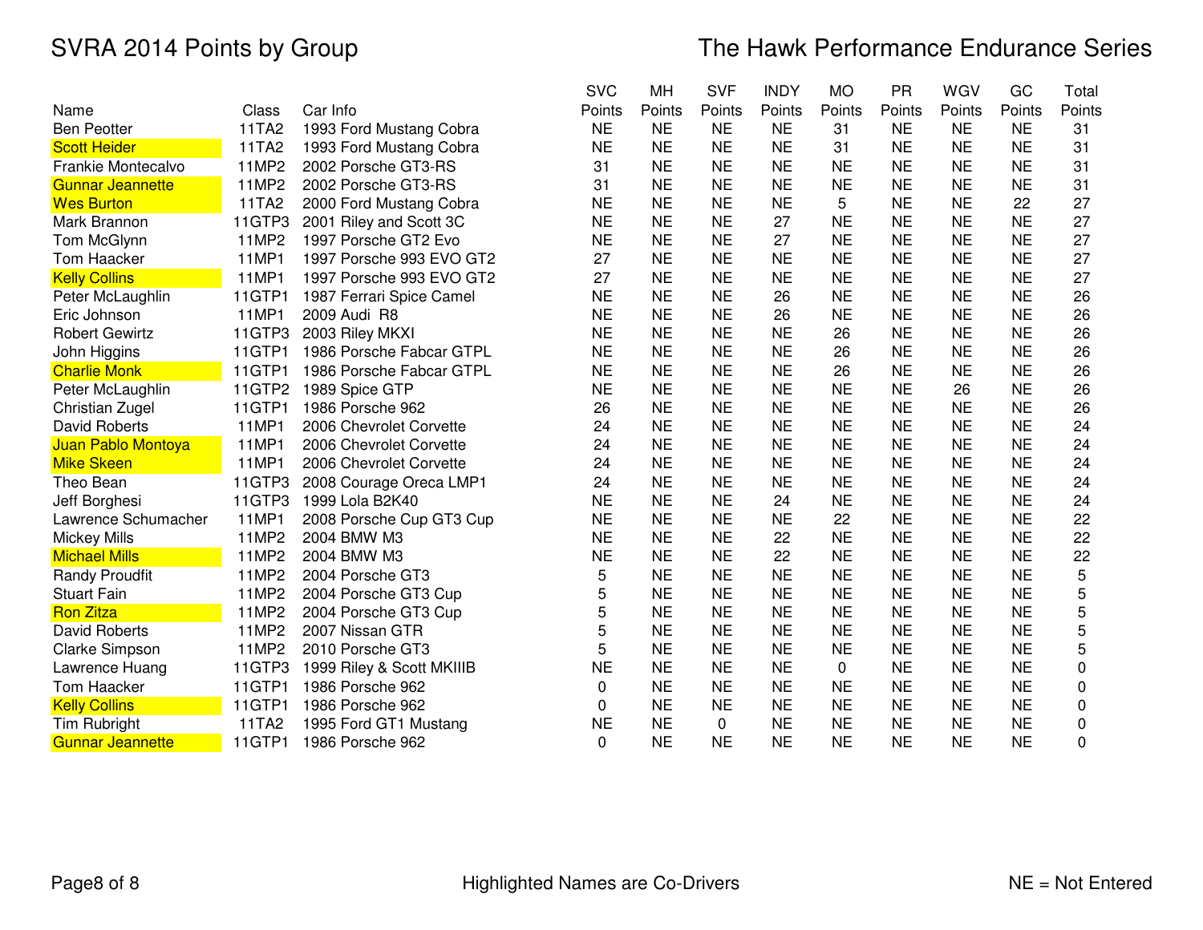# SVRA 2014 Points by Group

## The Hawk Performance Endurance Series

| Name | Class | Car Info | SVC Points | MH Points | SVF Points | INDY Points | MO Points | PR Points | WGV Points | GC Points | Total Points |
|---|---|---|---|---|---|---|---|---|---|---|---|
| Ben Peotter | 11TA2 | 1993 Ford Mustang Cobra | NE | NE | NE | NE | 31 | NE | NE | NE | 31 |
| Scott Heider | 11TA2 | 1993 Ford Mustang Cobra | NE | NE | NE | NE | 31 | NE | NE | NE | 31 |
| Frankie Montecalvo | 11MP2 | 2002 Porsche GT3-RS | 31 | NE | NE | NE | NE | NE | NE | NE | 31 |
| Gunnar Jeannette | 11MP2 | 2002 Porsche GT3-RS | 31 | NE | NE | NE | NE | NE | NE | NE | 31 |
| Wes Burton | 11TA2 | 2000 Ford Mustang Cobra | NE | NE | NE | NE | 5 | NE | NE | 22 | 27 |
| Mark Brannon | 11GTP3 | 2001 Riley and Scott 3C | NE | NE | NE | 27 | NE | NE | NE | NE | 27 |
| Tom McGlynn | 11MP2 | 1997 Porsche GT2 Evo | NE | NE | NE | 27 | NE | NE | NE | NE | 27 |
| Tom Haacker | 11MP1 | 1997 Porsche 993 EVO GT2 | 27 | NE | NE | NE | NE | NE | NE | NE | 27 |
| Kelly Collins | 11MP1 | 1997 Porsche 993 EVO GT2 | 27 | NE | NE | NE | NE | NE | NE | NE | 27 |
| Peter McLaughlin | 11GTP1 | 1987 Ferrari Spice Camel | NE | NE | NE | 26 | NE | NE | NE | NE | 26 |
| Eric Johnson | 11MP1 | 2009 Audi R8 | NE | NE | NE | 26 | NE | NE | NE | NE | 26 |
| Robert Gewirtz | 11GTP3 | 2003 Riley MKXI | NE | NE | NE | NE | 26 | NE | NE | NE | 26 |
| John Higgins | 11GTP1 | 1986 Porsche Fabcar GTPL | NE | NE | NE | NE | 26 | NE | NE | NE | 26 |
| Charlie Monk | 11GTP1 | 1986 Porsche Fabcar GTPL | NE | NE | NE | NE | 26 | NE | NE | NE | 26 |
| Peter McLaughlin | 11GTP2 | 1989 Spice GTP | NE | NE | NE | NE | NE | NE | 26 | NE | 26 |
| Christian Zugel | 11GTP1 | 1986 Porsche 962 | 26 | NE | NE | NE | NE | NE | NE | NE | 26 |
| David Roberts | 11MP1 | 2006 Chevrolet Corvette | 24 | NE | NE | NE | NE | NE | NE | NE | 24 |
| Juan Pablo Montoya | 11MP1 | 2006 Chevrolet Corvette | 24 | NE | NE | NE | NE | NE | NE | NE | 24 |
| Mike Skeen | 11MP1 | 2006 Chevrolet Corvette | 24 | NE | NE | NE | NE | NE | NE | NE | 24 |
| Theo Bean | 11GTP3 | 2008 Courage Oreca LMP1 | 24 | NE | NE | NE | NE | NE | NE | NE | 24 |
| Jeff Borghesi | 11GTP3 | 1999 Lola B2K40 | NE | NE | NE | 24 | NE | NE | NE | NE | 24 |
| Lawrence Schumacher | 11MP1 | 2008 Porsche Cup GT3 Cup | NE | NE | NE | NE | 22 | NE | NE | NE | 22 |
| Mickey Mills | 11MP2 | 2004 BMW M3 | NE | NE | NE | 22 | NE | NE | NE | NE | 22 |
| Michael Mills | 11MP2 | 2004 BMW M3 | NE | NE | NE | 22 | NE | NE | NE | NE | 22 |
| Randy Proudfit | 11MP2 | 2004 Porsche GT3 | 5 | NE | NE | NE | NE | NE | NE | NE | 5 |
| Stuart Fain | 11MP2 | 2004 Porsche GT3 Cup | 5 | NE | NE | NE | NE | NE | NE | NE | 5 |
| Ron Zitza | 11MP2 | 2004 Porsche GT3 Cup | 5 | NE | NE | NE | NE | NE | NE | NE | 5 |
| David Roberts | 11MP2 | 2007 Nissan GTR | 5 | NE | NE | NE | NE | NE | NE | NE | 5 |
| Clarke Simpson | 11MP2 | 2010 Porsche GT3 | 5 | NE | NE | NE | NE | NE | NE | NE | 5 |
| Lawrence Huang | 11GTP3 | 1999 Riley & Scott MKIIIB | NE | NE | NE | NE | 0 | NE | NE | NE | 0 |
| Tom Haacker | 11GTP1 | 1986 Porsche 962 | 0 | NE | NE | NE | NE | NE | NE | NE | 0 |
| Kelly Collins | 11GTP1 | 1986 Porsche 962 | 0 | NE | NE | NE | NE | NE | NE | NE | 0 |
| Tim Rubright | 11TA2 | 1995 Ford GT1 Mustang | NE | NE | 0 | NE | NE | NE | NE | NE | 0 |
| Gunnar Jeannette | 11GTP1 | 1986 Porsche 962 | 0 | NE | NE | NE | NE | NE | NE | NE | 0 |

Highlighted Names are Co-Drivers

NE = Not Entered